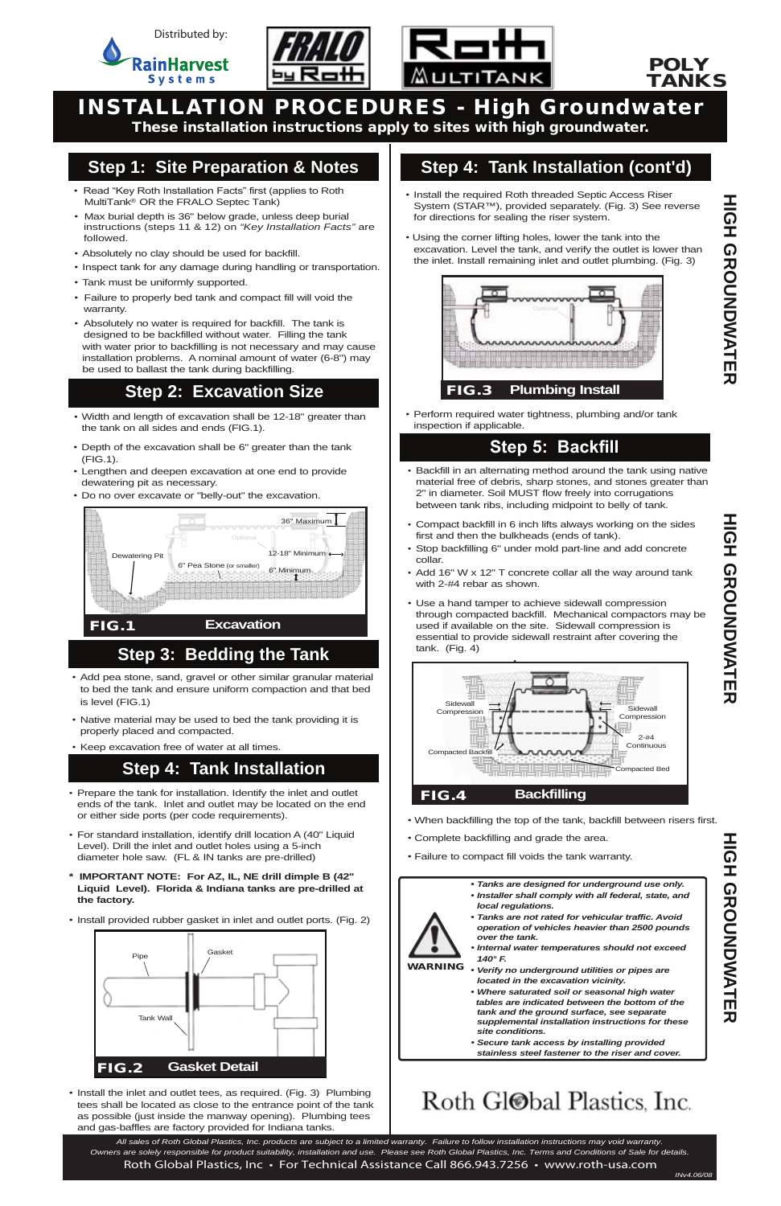Distributed by: RainHarvest Systems

FRALO by Roth | Roth MultiTank | POLY TANKS

# INSTALLATION PROCEDURES - High Groundwater

**These installation instructions apply to sites with high groundwater.**

## Step 1: Site Preparation & Notes

- Read "Key Roth Installation Facts" first (applies to Roth MultiTank® OR the FRALO Septec Tank)
- Max burial depth is 36" below grade, unless deep burial instructions (steps 11 & 12) on *"Key Installation Facts"* are followed.
- Absolutely no clay should be used for backfill.
- Inspect tank for any damage during handling or transportation.
- Tank must be uniformly supported.
- Failure to properly bed tank and compact fill will void the warranty.
- Absolutely no water is required for backfill. The tank is designed to be backfilled without water. Filling the tank with water prior to backfilling is not necessary and may cause installation problems. A nominal amount of water (6-8") may be used to ballast the tank during backfilling.

## Step 2: Excavation Size

- Width and length of excavation shall be 12-18" greater than the tank on all sides and ends (FIG.1).
- Depth of the excavation shall be 6" greater than the tank (FIG.1).
- Lengthen and deepen excavation at one end to provide dewatering pit as necessary.
- Do no over excavate or "belly-out" the excavation.

36" Maximum · Optional · Dewatering Pit · 12-18" Minimum · 6" Pea Stone (or smaller) · 6" Minimum

**FIG.1** Excavation

## Step 3: Bedding the Tank

- Add pea stone, sand, gravel or other similar granular material to bed the tank and ensure uniform compaction and that bed is level (FIG.1)
- Native material may be used to bed the tank providing it is properly placed and compacted.
- Keep excavation free of water at all times.

## Step 4: Tank Installation

- Prepare the tank for installation. Identify the inlet and outlet ends of the tank. Inlet and outlet may be located on the end or either side ports (per code requirements).
- For standard installation, identify drill location A (40" Liquid Level). Drill the inlet and outlet holes using a 5-inch diameter hole saw. (FL & IN tanks are pre-drilled)

**\* IMPORTANT NOTE: For AZ, IL, NE drill dimple B (42" Liquid Level). Florida & Indiana tanks are pre-drilled at the factory.**

- Install provided rubber gasket in inlet and outlet ports. (Fig. 2)

Pipe · Gasket · Tank Wall

**FIG.2** Gasket Detail

- Install the inlet and outlet tees, as required. (Fig. 3) Plumbing tees shall be located as close to the entrance point of the tank as possible (just inside the manway opening). Plumbing tees and gas-baffles are factory provided for Indiana tanks.

## Step 4: Tank Installation (cont'd)

- Install the required Roth threaded Septic Access Riser System (STAR™), provided separately. (Fig. 3) See reverse for directions for sealing the riser system.
- Using the corner lifting holes, lower the tank into the excavation. Level the tank, and verify the outlet is lower than the inlet. Install remaining inlet and outlet plumbing. (Fig. 3)

Optional

**FIG.3** Plumbing Install

- Perform required water tightness, plumbing and/or tank inspection if applicable.

## Step 5: Backfill

- Backfill in an alternating method around the tank using native material free of debris, sharp stones, and stones greater than 2" in diameter. Soil MUST flow freely into corrugations between tank ribs, including midpoint to belly of tank.
- Compact backfill in 6 inch lifts always working on the sides first and then the bulkheads (ends of tank).
- Stop backfilling 6" under mold part-line and add concrete collar.
- Add 16" W x 12" T concrete collar all the way around tank with 2-#4 rebar as shown.
- Use a hand tamper to achieve sidewall compression through compacted backfill. Mechanical compactors may be used if available on the site. Sidewall compression is essential to provide sidewall restraint after covering the tank. (Fig. 4)

Sidewall Compression · Sidewall Compression · 2-#4 Continuous · Compacted Backfill · Compacted Bed

**FIG.4** Backfilling

- When backfilling the top of the tank, backfill between risers first.
- Complete backfilling and grade the area.
- Failure to compact fill voids the tank warranty.

**WARNING**

- ***Tanks are designed for underground use only.***
- ***Installer shall comply with all federal, state, and local regulations.***
- ***Tanks are not rated for vehicular traffic. Avoid operation of vehicles heavier than 2500 pounds over the tank.***
- ***Internal water temperatures should not exceed 140° F.***
- ***Verify no underground utilities or pipes are located in the excavation vicinity.***
- ***Where saturated soil or seasonal high water tables are indicated between the bottom of the tank and the ground surface, see separate supplemental installation instructions for these site conditions.***
- ***Secure tank access by installing provided stainless steel fastener to the riser and cover.***

Roth Global Plastics, Inc.

*All sales of Roth Global Plastics, Inc. products are subject to a limited warranty. Failure to follow installation instructions may void warranty. Owners are solely responsible for product suitability, installation and use. Please see Roth Global Plastics, Inc. Terms and Conditions of Sale for details.*

Roth Global Plastics, Inc • For Technical Assistance Call 866.943.7256 • www.roth-usa.com

*INv4.06/08*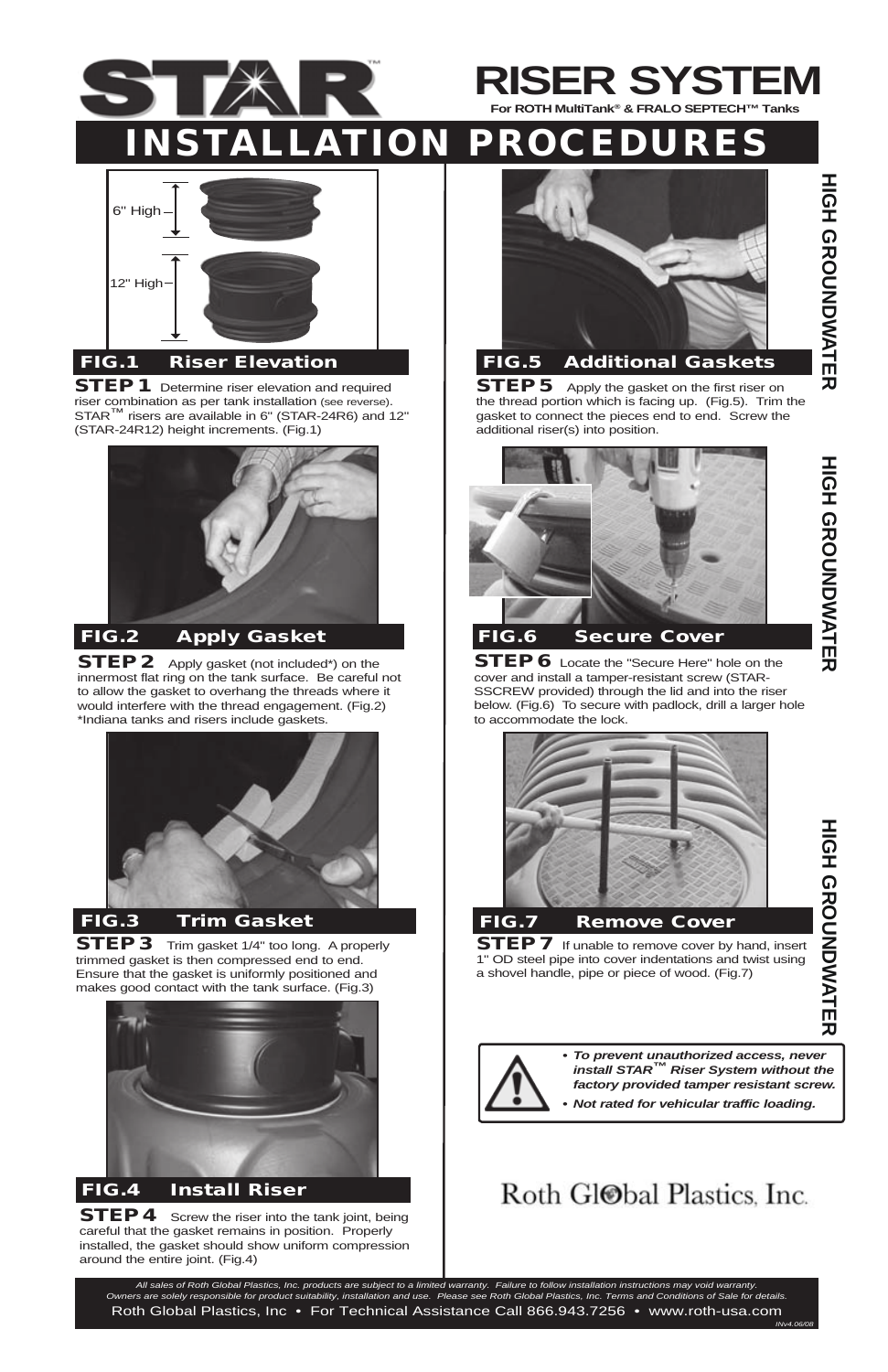# STAR™ RISER SYSTEM

For ROTH MultiTank® & FRALO SEPTECH™ Tanks

# INSTALLATION PROCEDURES

6" High

12" High

**FIG.1 Riser Elevation**

**STEP 1** Determine riser elevation and required riser combination as per tank installation (see reverse). STAR™ risers are available in 6" (STAR-24R6) and 12" (STAR-24R12) height increments. (Fig.1)

**FIG.2 Apply Gasket**

**STEP 2** Apply gasket (not included*) on the innermost flat ring on the tank surface. Be careful not to allow the gasket to overhang the threads where it would interfere with the thread engagement. (Fig.2)
*Indiana tanks and risers include gaskets.

**FIG.3 Trim Gasket**

**STEP 3** Trim gasket 1/4" too long. A properly trimmed gasket is then compressed end to end. Ensure that the gasket is uniformly positioned and makes good contact with the tank surface. (Fig.3)

**FIG.4 Install Riser**

**STEP 4** Screw the riser into the tank joint, being careful that the gasket remains in position. Properly installed, the gasket should show uniform compression around the entire joint. (Fig.4)

**FIG.5 Additional Gaskets**

HIGH GROUNDWATER

**STEP 5** Apply the gasket on the first riser on the thread portion which is facing up. (Fig.5). Trim the gasket to connect the pieces end to end. Screw the additional riser(s) into position.

**FIG.6 Secure Cover**

HIGH GROUNDWATER

**STEP 6** Locate the "Secure Here" hole on the cover and install a tamper-resistant screw (STAR-SSCREW provided) through the lid and into the riser below. (Fig.6) To secure with padlock, drill a larger hole to accommodate the lock.

**FIG.7 Remove Cover**

HIGH GROUNDWATER

**STEP 7** If unable to remove cover by hand, insert 1" OD steel pipe into cover indentations and twist using a shovel handle, pipe or piece of wood. (Fig.7)

- ***To prevent unauthorized access, never install STAR™ Riser System without the factory provided tamper resistant screw.***
- ***Not rated for vehicular traffic loading.***

Roth Global Plastics, Inc.

*All sales of Roth Global Plastics, Inc. products are subject to a limited warranty. Failure to follow installation instructions may void warranty. Owners are solely responsible for product suitability, installation and use. Please see Roth Global Plastics, Inc. Terms and Conditions of Sale for details.*

Roth Global Plastics, Inc • For Technical Assistance Call 866.943.7256 • www.roth-usa.com

INv4.06/08